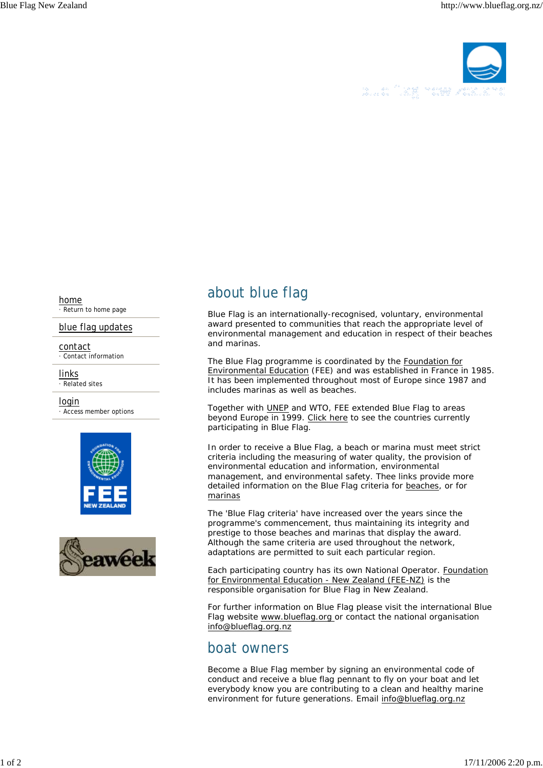- home
  · Return to home page
- blue flag updates
- contact
  · Contact information
- links
  · Related sites
- login
  · Access member options

## about blue flag

Blue Flag is an internationally-recognised, voluntary, environmental award presented to communities that reach the appropriate level of environmental management and education in respect of their beaches and marinas.

The Blue Flag programme is coordinated by the Foundation for Environmental Education (FEE) and was established in France in 1985. It has been implemented throughout most of Europe since 1987 and includes marinas as well as beaches.

Together with UNEP and WTO, FEE extended Blue Flag to areas beyond Europe in 1999. Click here to see the countries currently participating in Blue Flag.

In order to receive a Blue Flag, a beach or marina must meet strict criteria including the measuring of water quality, the provision of environmental education and information, environmental management, and environmental safety. Thee links provide more detailed information on the Blue Flag criteria for beaches, or for marinas

The 'Blue Flag criteria' have increased over the years since the programme's commencement, thus maintaining its integrity and prestige to those beaches and marinas that display the award. Although the same criteria are used throughout the network, adaptations are permitted to suit each particular region.

Each participating country has its own National Operator. Foundation for Environmental Education - New Zealand (FEE-NZ) is the responsible organisation for Blue Flag in New Zealand.

For further information on Blue Flag please visit the international Blue Flag website www.blueflag.org or contact the national organisation info@blueflag.org.nz

## boat owners

Become a Blue Flag member by signing an environmental code of conduct and receive a blue flag pennant to fly on your boat and let everybody know you are contributing to a clean and healthy marine environment for future generations. Email info@blueflag.org.nz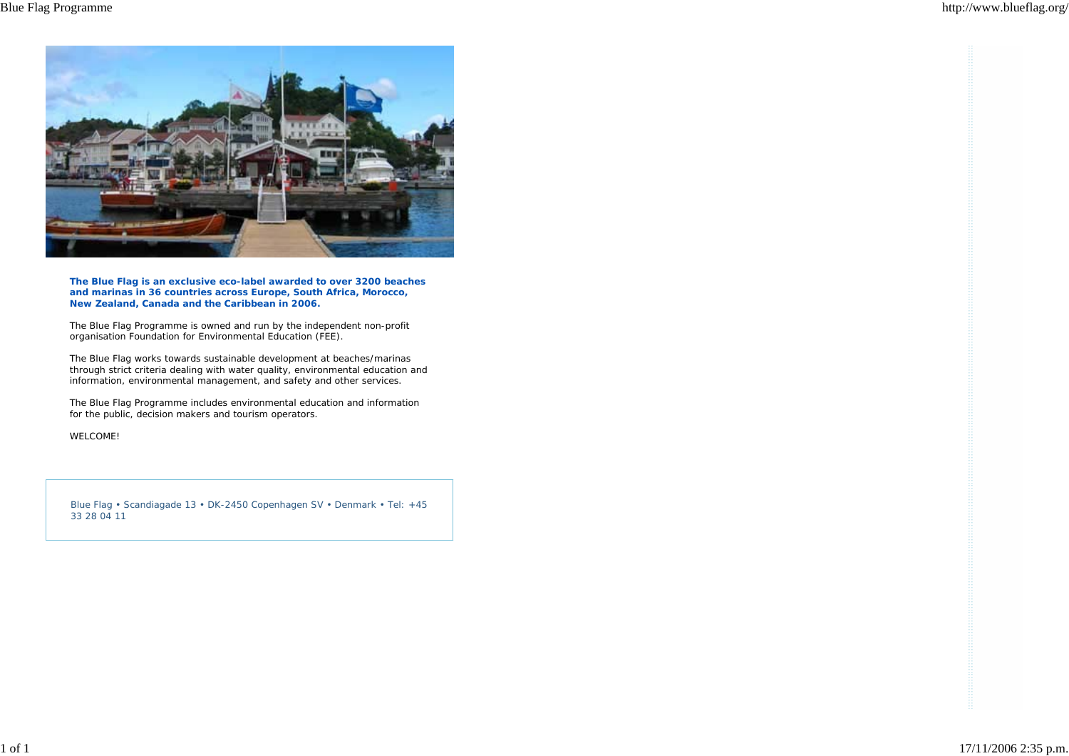**The Blue Flag is an exclusive eco-label awarded to over 3200 beaches and marinas in 36 countries across Europe, South Africa, Morocco, New Zealand, Canada and the Caribbean in 2006.**

The Blue Flag Programme is owned and run by the independent non-profit organisation Foundation for Environmental Education (FEE).

The Blue Flag works towards sustainable development at beaches/marinas through strict criteria dealing with water quality, environmental education and information, environmental management, and safety and other services.

The Blue Flag Programme includes environmental education and information for the public, decision makers and tourism operators.

WELCOME!

Blue Flag • Scandiagade 13 • DK-2450 Copenhagen SV • Denmark • Tel: +45 33 28 04 11